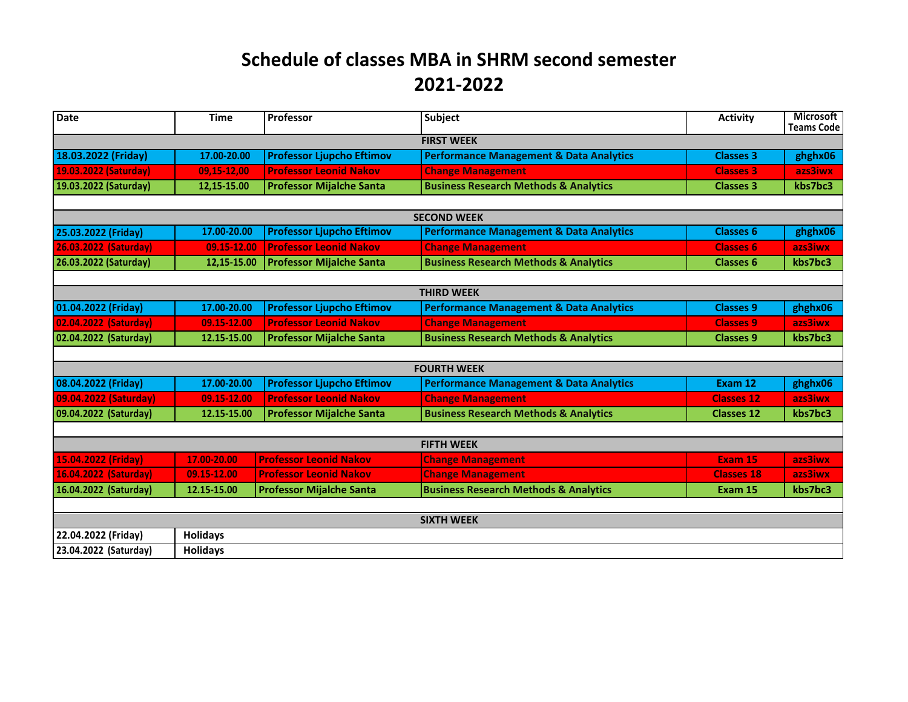# Schedule of classes MBA in SHRM second semester 2021-2022

| Date | Time | Professor | Subject | Activity | Microsoft Teams Code |
|---|---|---|---|---|---|
| **FIRST WEEK** | | | | | |
| 18.03.2022 (Friday) | 17.00-20.00 | Professor Ljupcho Eftimov | Performance Management & Data Analytics | Classes 3 | ghghx06 |
| 19.03.2022 (Saturday) | 09,15-12,00 | Professor Leonid Nakov | Change Management | Classes 3 | azs3iwx |
| 19.03.2022 (Saturday) | 12,15-15.00 | Professor Mijalche Santa | Business Research Methods & Analytics | Classes 3 | kbs7bc3 |
| **SECOND WEEK** | | | | | |
| 25.03.2022 (Friday) | 17.00-20.00 | Professor Ljupcho Eftimov | Performance Management & Data Analytics | Classes 6 | ghghx06 |
| 26.03.2022 (Saturday) | 09.15-12.00 | Professor Leonid Nakov | Change Management | Classes 6 | azs3iwx |
| 26.03.2022 (Saturday) | 12,15-15.00 | Professor Mijalche Santa | Business Research Methods & Analytics | Classes 6 | kbs7bc3 |
| **THIRD WEEK** | | | | | |
| 01.04.2022 (Friday) | 17.00-20.00 | Professor Ljupcho Eftimov | Performance Management & Data Analytics | Classes 9 | ghghx06 |
| 02.04.2022 (Saturday) | 09.15-12.00 | Professor Leonid Nakov | Change Management | Classes 9 | azs3iwx |
| 02.04.2022 (Saturday) | 12.15-15.00 | Professor Mijalche Santa | Business Research Methods & Analytics | Classes 9 | kbs7bc3 |
| **FOURTH WEEK** | | | | | |
| 08.04.2022 (Friday) | 17.00-20.00 | Professor Ljupcho Eftimov | Performance Management & Data Analytics | Exam 12 | ghghx06 |
| 09.04.2022 (Saturday) | 09.15-12.00 | Professor Leonid Nakov | Change Management | Classes 12 | azs3iwx |
| 09.04.2022 (Saturday) | 12.15-15.00 | Professor Mijalche Santa | Business Research Methods & Analytics | Classes 12 | kbs7bc3 |
| **FIFTH WEEK** | | | | | |
| 15.04.2022 (Friday) | 17.00-20.00 | Professor Leonid Nakov | Change Management | Exam 15 | azs3iwx |
| 16.04.2022 (Saturday) | 09.15-12.00 | Professor Leonid Nakov | Change Management | Classes 18 | azs3iwx |
| 16.04.2022 (Saturday) | 12.15-15.00 | Professor Mijalche Santa | Business Research Methods & Analytics | Exam 15 | kbs7bc3 |
| **SIXTH WEEK** | | | | | |
| 22.04.2022 (Friday) | Holidays | | | | |
| 23.04.2022 (Saturday) | Holidays | | | | |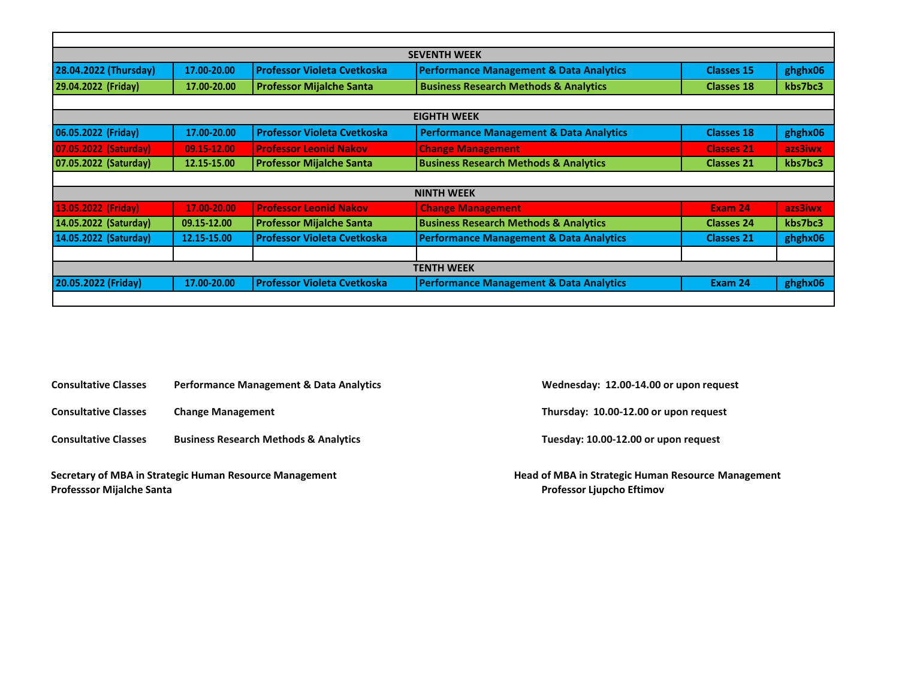| | | | | | |
|---|---|---|---|---|---|
| | | | | | |
| **SEVENTH WEEK** | | | | | |
| **28.04.2022 (Thursday)** | **17.00-20.00** | **Professor Violeta Cvetkoska** | **Performance Management & Data Analytics** | **Classes 15** | **ghghx06** |
| **29.04.2022 (Friday)** | **17.00-20.00** | **Professor Mijalche Santa** | **Business Research Methods & Analytics** | **Classes 18** | **kbs7bc3** |
| | | | | | |
| **EIGHTH WEEK** | | | | | |
| **06.05.2022 (Friday)** | **17.00-20.00** | **Professor Violeta Cvetkoska** | **Performance Management & Data Analytics** | **Classes 18** | **ghghx06** |
| **07.05.2022 (Saturday)** | **09.15-12.00** | **Professor Leonid Nakov** | **Change Management** | **Classes 21** | **azs3iwx** |
| **07.05.2022 (Saturday)** | **12.15-15.00** | **Professor Mijalche Santa** | **Business Research Methods & Analytics** | **Classes 21** | **kbs7bc3** |
| | | | | | |
| **NINTH WEEK** | | | | | |
| **13.05.2022 (Friday)** | **17.00-20.00** | **Professor Leonid Nakov** | **Change Management** | **Exam 24** | **azs3iwx** |
| **14.05.2022 (Saturday)** | **09.15-12.00** | **Professor Mijalche Santa** | **Business Research Methods & Analytics** | **Classes 24** | **kbs7bc3** |
| **14.05.2022 (Saturday)** | **12.15-15.00** | **Professor Violeta Cvetkoska** | **Performance Management & Data Analytics** | **Classes 21** | **ghghx06** |
| | | | | | |
| **TENTH WEEK** | | | | | |
| **20.05.2022 (Friday)** | **17.00-20.00** | **Professor Violeta Cvetkoska** | **Performance Management & Data Analytics** | **Exam 24** | **ghghx06** |
| | | | | | |

**Consultative Classes** **Performance Management & Data Analytics** **Wednesday: 12.00-14.00 or upon request**

**Consultative Classes** **Change Management** **Thursday: 10.00-12.00 or upon request**

**Consultative Classes** **Business Research Methods & Analytics** **Tuesday: 10.00-12.00 or upon request**

**Secretary of MBA in Strategic Human Resource Management**
**Professsor Mijalche Santa**

**Head of MBA in Strategic Human Resource Management**
**Professor Ljupcho Eftimov**